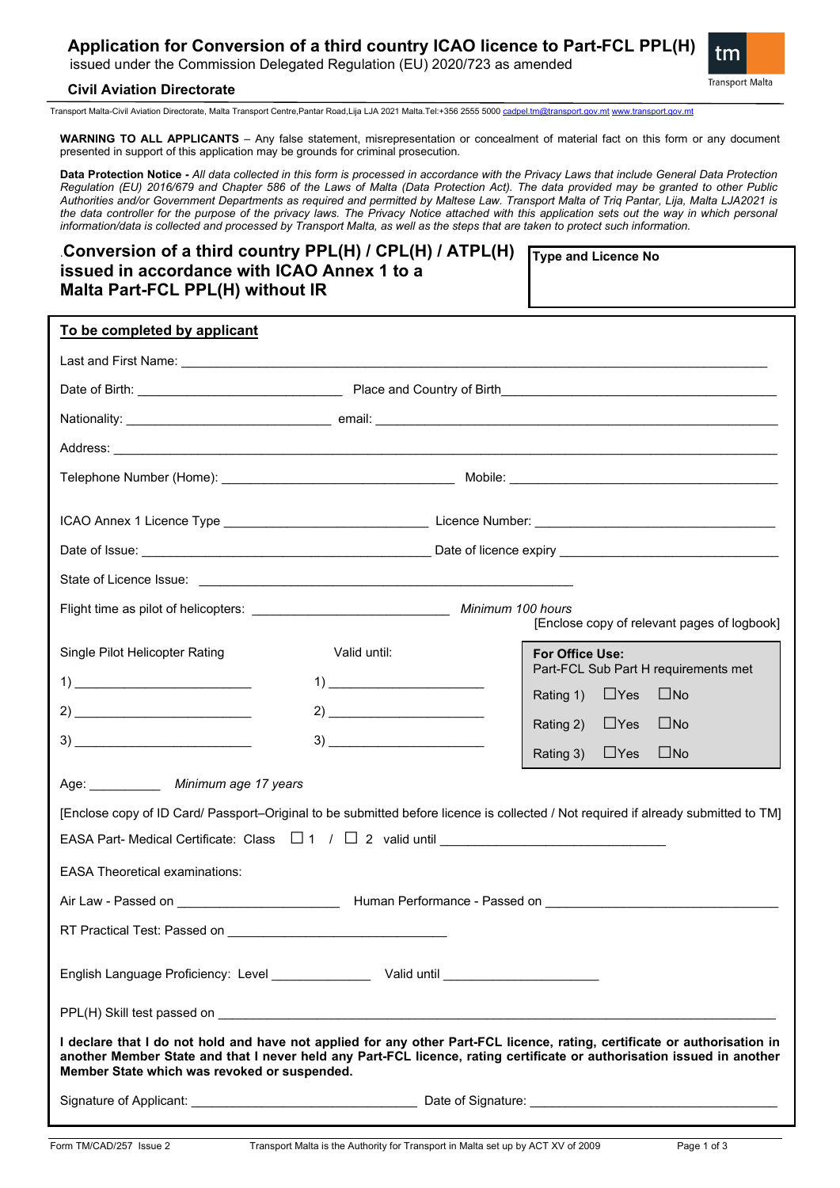# Application for Conversion of a third country ICAO licence to Part-FCL PPL(H)

issued under the Commission Delegated Regulation (EU) 2020/723 as amended

**Civil Aviation Directorate**

Transport Malta-Civil Aviation Directorate, Malta Transport Centre,Pantar Road,Lija LJA 2021 Malta.Tel:+356 2555 5000 cadpel.tm@transport.gov.mt www.transport.gov.mt

**WARNING TO ALL APPLICANTS** – Any false statement, misrepresentation or concealment of material fact on this form or any document presented in support of this application may be grounds for criminal prosecution.

**Data Protection Notice -** *All data collected in this form is processed in accordance with the Privacy Laws that include General Data Protection Regulation (EU) 2016/679 and Chapter 586 of the Laws of Malta (Data Protection Act). The data provided may be granted to other Public Authorities and/or Government Departments as required and permitted by Maltese Law. Transport Malta of Triq Pantar, Lija, Malta LJA2021 is the data controller for the purpose of the privacy laws. The Privacy Notice attached with this application sets out the way in which personal information/data is collected and processed by Transport Malta, as well as the steps that are taken to protect such information.*

## Conversion of a third country PPL(H) / CPL(H) / ATPL(H) issued in accordance with ICAO Annex 1 to a Malta Part-FCL PPL(H) without IR

**Type and Licence No**

## To be completed by applicant

Last and First Name: ______________________________

Date of Birth: ______________________ Place and Country of Birth______________________

Nationality: ______________________ email: ______________________

Address: ______________________________

Telephone Number (Home): ______________________ Mobile: ______________________

ICAO Annex 1 Licence Type ______________________ Licence Number: ______________________

Date of Issue: ______________________ Date of licence expiry ______________________

State of Licence Issue: ______________________

Flight time as pilot of helicopters: ______________________ *Minimum 100 hours*

[Enclose copy of relevant pages of logbook]

| Single Pilot Helicopter Rating | Valid until: | For Office Use: Part-FCL Sub Part H requirements met |
|---|---|---|
| 1) ______________ | 1) ______________ | Rating 1) ☐Yes ☐No |
| 2) ______________ | 2) ______________ | Rating 2) ☐Yes ☐No |
| 3) ______________ | 3) ______________ | Rating 3) ☐Yes ☐No |

Age: __________ *Minimum age 17 years*

[Enclose copy of ID Card/ Passport–Original to be submitted before licence is collected / Not required if already submitted to TM]

EASA Part- Medical Certificate: Class ☐ 1 / ☐ 2 valid until ______________________

EASA Theoretical examinations:

Air Law - Passed on ______________________ Human Performance - Passed on ______________________

RT Practical Test: Passed on ______________________

English Language Proficiency: Level ______________ Valid until ______________________

PPL(H) Skill test passed on ______________________________

**I declare that I do not hold and have not applied for any other Part-FCL licence, rating, certificate or authorisation in another Member State and that I never held any Part-FCL licence, rating certificate or authorisation issued in another Member State which was revoked or suspended.**

Signature of Applicant: ______________________ Date of Signature: ______________________

Form TM/CAD/257 Issue 2 Transport Malta is the Authority for Transport in Malta set up by ACT XV of 2009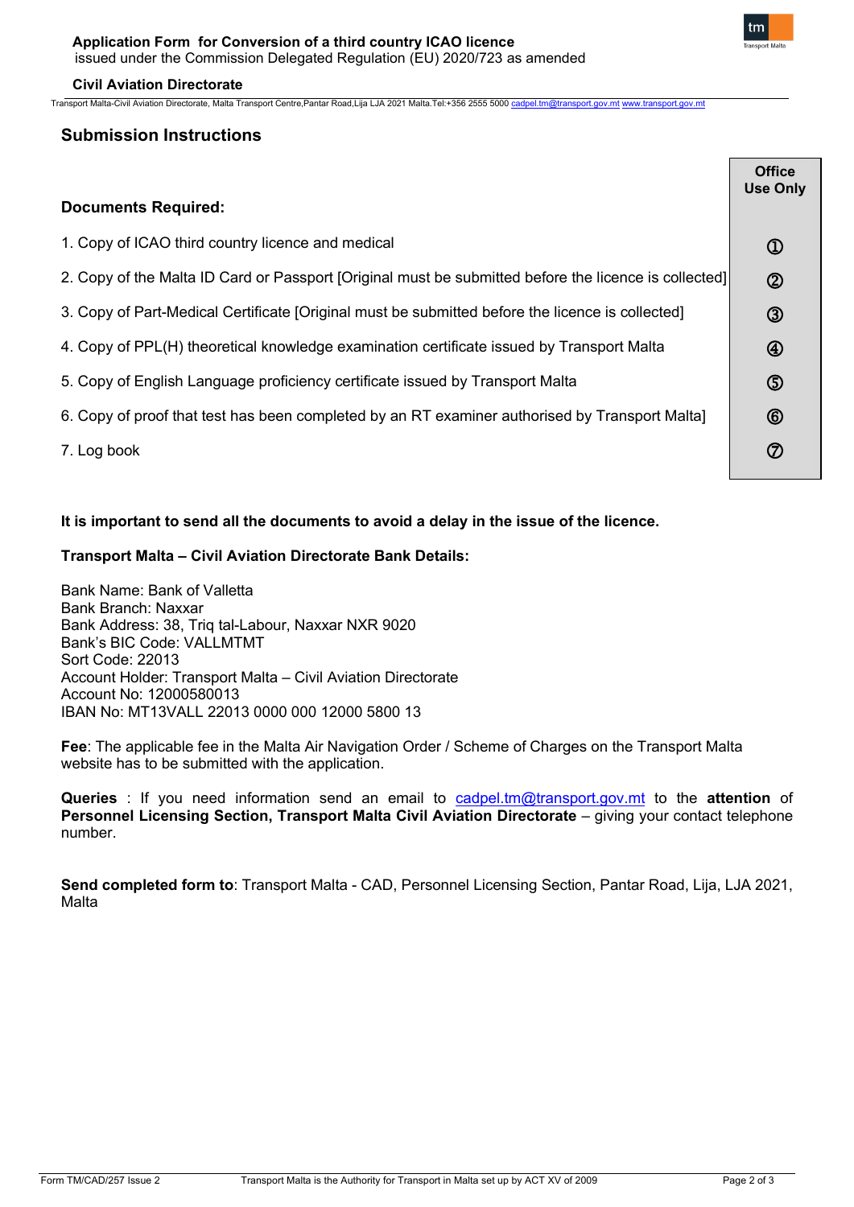## Submission Instructions

| Documents Required: | Office Use Only |
|---|---|
| 1. Copy of ICAO third country licence and medical | ① |
| 2. Copy of the Malta ID Card or Passport [Original must be submitted before the licence is collected] | ② |
| 3. Copy of Part-Medical Certificate [Original must be submitted before the licence is collected] | ③ |
| 4. Copy of PPL(H) theoretical knowledge examination certificate issued by Transport Malta | ④ |
| 5. Copy of English Language proficiency certificate issued by Transport Malta | ⑤ |
| 6. Copy of proof that test has been completed by an RT examiner authorised by Transport Malta] | ⑥ |
| 7. Log book | ⑦ |

**It is important to send all the documents to avoid a delay in the issue of the licence.**

**Transport Malta – Civil Aviation Directorate Bank Details:**

Bank Name: Bank of Valletta
Bank Branch: Naxxar
Bank Address: 38, Triq tal-Labour, Naxxar NXR 9020
Bank's BIC Code: VALLMTMT
Sort Code: 22013
Account Holder: Transport Malta – Civil Aviation Directorate
Account No: 12000580013
IBAN No: MT13VALL 22013 0000 000 12000 5800 13

**Fee**: The applicable fee in the Malta Air Navigation Order / Scheme of Charges on the Transport Malta website has to be submitted with the application.

**Queries** : If you need information send an email to cadpel.tm@transport.gov.mt to the **attention** of **Personnel Licensing Section, Transport Malta Civil Aviation Directorate** – giving your contact telephone number.

**Send completed form to**: Transport Malta - CAD, Personnel Licensing Section, Pantar Road, Lija, LJA 2021, Malta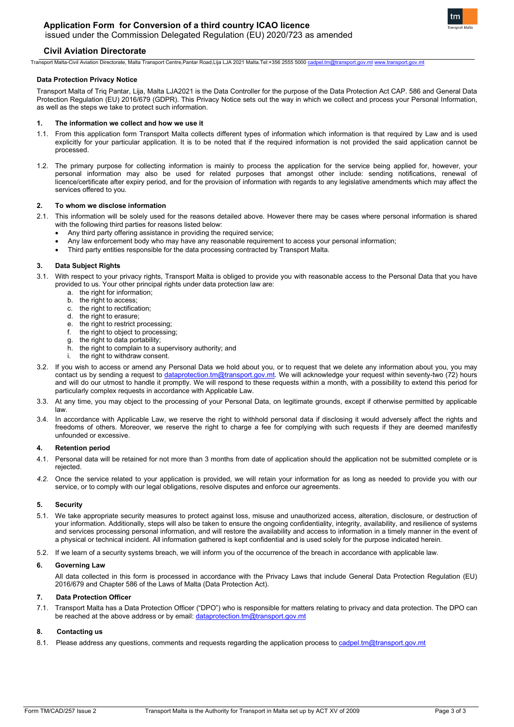# Application Form for Conversion of a third country ICAO licence

issued under the Commission Delegated Regulation (EU) 2020/723 as amended

## Civil Aviation Directorate

Transport Malta-Civil Aviation Directorate, Malta Transport Centre,Pantar Road,Lija LJA 2021 Malta.Tel:+356 2555 5000 cadpel.tm@transport.gov.mt www.transport.gov.mt

**Data Protection Privacy Notice**

Transport Malta of Triq Pantar, Lija, Malta LJA2021 is the Data Controller for the purpose of the Data Protection Act CAP. 586 and General Data Protection Regulation (EU) 2016/679 (GDPR). This Privacy Notice sets out the way in which we collect and process your Personal Information, as well as the steps we take to protect such information.

**1. The information we collect and how we use it**

1.1. From this application form Transport Malta collects different types of information which information is that required by Law and is used explicitly for your particular application. It is to be noted that if the required information is not provided the said application cannot be processed.

1.2. The primary purpose for collecting information is mainly to process the application for the service being applied for, however, your personal information may also be used for related purposes that amongst other include: sending notifications, renewal of licence/certificate after expiry period, and for the provision of information with regards to any legislative amendments which may affect the services offered to you.

**2. To whom we disclose information**

2.1. This information will be solely used for the reasons detailed above. However there may be cases where personal information is shared with the following third parties for reasons listed below:

- Any third party offering assistance in providing the required service;
- Any law enforcement body who may have any reasonable requirement to access your personal information;
- Third party entities responsible for the data processing contracted by Transport Malta.

**3. Data Subject Rights**

3.1. With respect to your privacy rights, Transport Malta is obliged to provide you with reasonable access to the Personal Data that you have provided to us. Your other principal rights under data protection law are:

a. the right for information;
b. the right to access;
c. the right to rectification;
d. the right to erasure;
e. the right to restrict processing;
f. the right to object to processing;
g. the right to data portability;
h. the right to complain to a supervisory authority; and
i. the right to withdraw consent.

3.2. If you wish to access or amend any Personal Data we hold about you, or to request that we delete any information about you, you may contact us by sending a request to dataprotection.tm@transport.gov.mt. We will acknowledge your request within seventy-two (72) hours and will do our utmost to handle it promptly. We will respond to these requests within a month, with a possibility to extend this period for particularly complex requests in accordance with Applicable Law.

3.3. At any time, you may object to the processing of your Personal Data, on legitimate grounds, except if otherwise permitted by applicable law.

3.4. In accordance with Applicable Law, we reserve the right to withhold personal data if disclosing it would adversely affect the rights and freedoms of others. Moreover, we reserve the right to charge a fee for complying with such requests if they are deemed manifestly unfounded or excessive.

**4. Retention period**

4.1. Personal data will be retained for not more than 3 months from date of application should the application not be submitted complete or is rejected.

*4.2.* Once the service related to your application is provided, we will retain your information for as long as needed to provide you with our service, or to comply with our legal obligations, resolve disputes and enforce our agreements.

**5. Security**

5.1. We take appropriate security measures to protect against loss, misuse and unauthorized access, alteration, disclosure, or destruction of your information. Additionally, steps will also be taken to ensure the ongoing confidentiality, integrity, availability, and resilience of systems and services processing personal information, and will restore the availability and access to information in a timely manner in the event of a physical or technical incident. All information gathered is kept confidential and is used solely for the purpose indicated herein.

5.2. If we learn of a security systems breach, we will inform you of the occurrence of the breach in accordance with applicable law.

**6. Governing Law**

All data collected in this form is processed in accordance with the Privacy Laws that include General Data Protection Regulation (EU) 2016/679 and Chapter 586 of the Laws of Malta (Data Protection Act).

**7. Data Protection Officer**

7.1. Transport Malta has a Data Protection Officer ("DPO") who is responsible for matters relating to privacy and data protection. The DPO can be reached at the above address or by email: dataprotection.tm@transport.gov.mt

**8. Contacting us**

8.1. Please address any questions, comments and requests regarding the application process to cadpel.tm@transport.gov.mt

Form TM/CAD/257 Issue 2 Transport Malta is the Authority for Transport in Malta set up by ACT XV of 2009